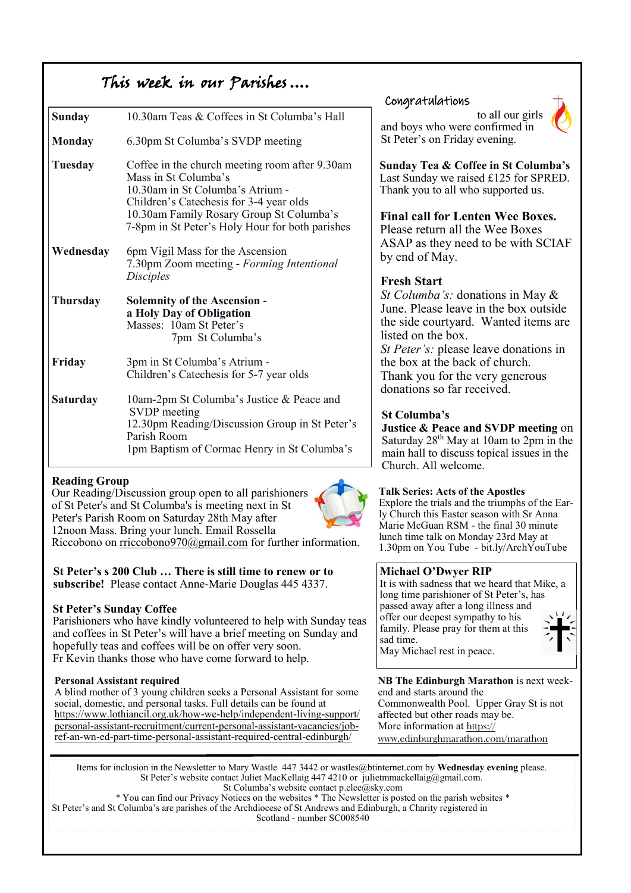# This week in our Parishes....

| | |
|---|---|
| **Sunday** | 10.30am Teas & Coffees in St Columba's Hall |
| **Monday** | 6.30pm St Columba's SVDP meeting |
| **Tuesday** | Coffee in the church meeting room after 9.30am Mass in St Columba's<br>10.30am in St Columba's Atrium - Children's Catechesis for 3-4 year olds<br>10.30am Family Rosary Group St Columba's<br>7-8pm in St Peter's Holy Hour for both parishes |
| **Wednesday** | 6pm Vigil Mass for the Ascension<br>7.30pm Zoom meeting - *Forming Intentional Disciples* |
| **Thursday** | **Solemnity of the Ascension - a Holy Day of Obligation**<br>Masses: 10am St Peter's<br>7pm St Columba's |
| **Friday** | 3pm in St Columba's Atrium - Children's Catechesis for 5-7 year olds |
| **Saturday** | 10am-2pm St Columba's Justice & Peace and SVDP meeting<br>12.30pm Reading/Discussion Group in St Peter's Parish Room<br>1pm Baptism of Cormac Henry in St Columba's |

**Reading Group**
Our Reading/Discussion group open to all parishioners of St Peter's and St Columba's is meeting next in St Peter's Parish Room on Saturday 28th May after 12noon Mass. Bring your lunch. Email Rossella Riccobono on rriccobono970@gmail.com for further information.

**St Peter's s 200 Club … There is still time to renew or to subscribe!** Please contact Anne-Marie Douglas 445 4337.

**St Peter's Sunday Coffee**
Parishioners who have kindly volunteered to help with Sunday teas and coffees in St Peter's will have a brief meeting on Sunday and hopefully teas and coffees will be on offer very soon.
Fr Kevin thanks those who have come forward to help.

**Personal Assistant required**
A blind mother of 3 young children seeks a Personal Assistant for some social, domestic, and personal tasks. Full details can be found at https://www.lothiancil.org.uk/how-we-help/independent-living-support/personal-assistant-recruitment/current-personal-assistant-vacancies/job-ref-an-wn-ed-part-time-personal-assistant-required-central-edinburgh/

## Congratulations

to all our girls and boys who were confirmed in St Peter's on Friday evening.

**Sunday Tea & Coffee in St Columba's**
Last Sunday we raised £125 for SPRED. Thank you to all who supported us.

**Final call for Lenten Wee Boxes.**
Please return all the Wee Boxes ASAP as they need to be with SCIAF by end of May.

**Fresh Start**
*St Columba's:* donations in May & June. Please leave in the box outside the side courtyard. Wanted items are listed on the box.
*St Peter's:* please leave donations in the box at the back of church.
Thank you for the very generous donations so far received.

**St Columba's Justice & Peace and SVDP meeting** on Saturday 28th May at 10am to 2pm in the main hall to discuss topical issues in the Church. All welcome.

**Talk Series: Acts of the Apostles**
Explore the trials and the triumphs of the Early Church this Easter season with Sr Anna Marie McGuan RSM - the final 30 minute lunch time talk on Monday 23rd May at 1.30pm on You Tube - bit.ly/ArchYouTube

**Michael O'Dwyer RIP**
It is with sadness that we heard that Mike, a long time parishioner of St Peter's, has passed away after a long illness and offer our deepest sympathy to his family. Please pray for them at this sad time.
May Michael rest in peace.

**NB The Edinburgh Marathon** is next weekend and starts around the Commonwealth Pool. Upper Gray St is not affected but other roads may be.
More information at https://www.edinburghmarathon.com/marathon

---

Items for inclusion in the Newsletter to Mary Wastle 447 3442 or wastles@btinternet.com by **Wednesday evening** please.
St Peter's website contact Juliet MacKellaig 447 4210 or julietmmackellaig@gmail.com.
St Columba's website contact p.clee@sky.com
* You can find our Privacy Notices on the websites * The Newsletter is posted on the parish websites *
St Peter's and St Columba's are parishes of the Archdiocese of St Andrews and Edinburgh, a Charity registered in Scotland - number SC008540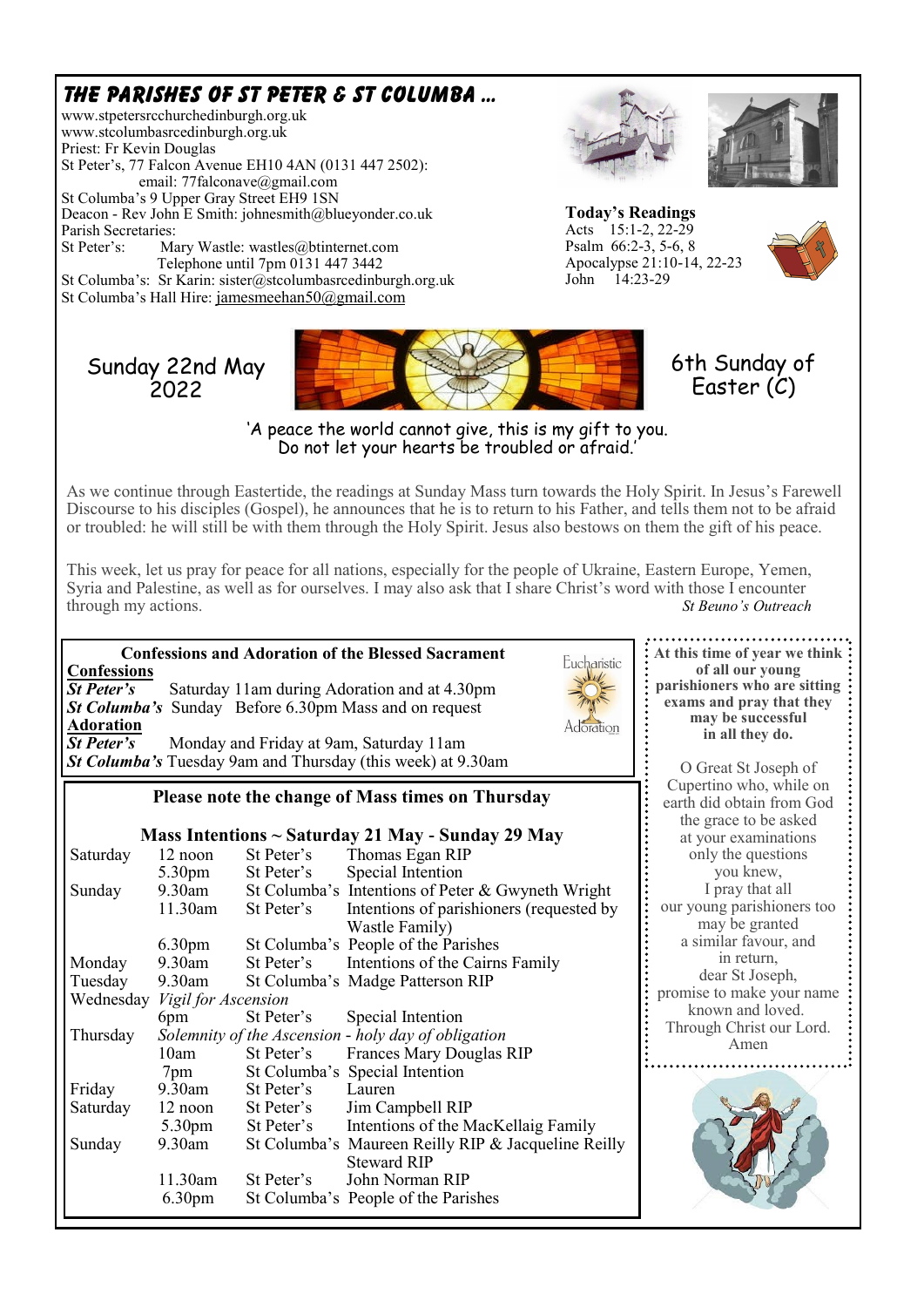# THE PARISHES OF ST PETER & ST COLUMBA ...

www.stpetersrcchurchedinburgh.org.uk
www.stcolumbasrcedinburgh.org.uk
Priest: Fr Kevin Douglas
St Peter's, 77 Falcon Avenue EH10 4AN (0131 447 2502):
email: 77falconave@gmail.com
St Columba's 9 Upper Gray Street EH9 1SN
Deacon - Rev John E Smith: johnesmith@blueyonder.co.uk
Parish Secretaries:
St Peter's: Mary Wastle: wastles@btinternet.com
Telephone until 7pm 0131 447 3442
St Columba's: Sr Karin: sister@stcolumbasrcedinburgh.org.uk
St Columba's Hall Hire: jamesmeehan50@gmail.com

**Today's Readings**
Acts 15:1-2, 22-29
Psalm 66:2-3, 5-6, 8
Apocalypse 21:10-14, 22-23
John 14:23-29

## Sunday 22nd May 2022

## 6th Sunday of Easter (C)

'A peace the world cannot give, this is my gift to you.
Do not let your hearts be troubled or afraid.'

As we continue through Eastertide, the readings at Sunday Mass turn towards the Holy Spirit. In Jesus's Farewell Discourse to his disciples (Gospel), he announces that he is to return to his Father, and tells them not to be afraid or troubled: he will still be with them through the Holy Spirit. Jesus also bestows on them the gift of his peace.

This week, let us pray for peace for all nations, especially for the people of Ukraine, Eastern Europe, Yemen, Syria and Palestine, as well as for ourselves. I may also ask that I share Christ's word with those I encounter through my actions.
*St Beuno's Outreach*

### Confessions and Adoration of the Blessed Sacrament

**Confessions**
***St Peter's*** Saturday 11am during Adoration and at 4.30pm
***St Columba's*** Sunday Before 6.30pm Mass and on request

**Adoration**
***St Peter's*** Monday and Friday at 9am, Saturday 11am
***St Columba's*** Tuesday 9am and Thursday (this week) at 9.30am

### Please note the change of Mass times on Thursday

### Mass Intentions ~ Saturday 21 May - Sunday 29 May

| | | | |
|---|---|---|---|
| Saturday | 12 noon | St Peter's | Thomas Egan RIP |
| | 5.30pm | St Peter's | Special Intention |
| Sunday | 9.30am | St Columba's | Intentions of Peter & Gwyneth Wright |
| | 11.30am | St Peter's | Intentions of parishioners (requested by Wastle Family) |
| | 6.30pm | St Columba's | People of the Parishes |
| Monday | 9.30am | St Peter's | Intentions of the Cairns Family |
| Tuesday | 9.30am | St Columba's | Madge Patterson RIP |
| Wednesday | *Vigil for Ascension* | | |
| | 6pm | St Peter's | Special Intention |
| Thursday | *Solemnity of the Ascension - holy day of obligation* | | |
| | 10am | St Peter's | Frances Mary Douglas RIP |
| | 7pm | St Columba's | Special Intention |
| Friday | 9.30am | St Peter's | Lauren |
| Saturday | 12 noon | St Peter's | Jim Campbell RIP |
| | 5.30pm | St Peter's | Intentions of the MacKellaig Family |
| Sunday | 9.30am | St Columba's | Maureen Reilly RIP & Jacqueline Reilly Steward RIP |
| | 11.30am | St Peter's | John Norman RIP |
| | 6.30pm | St Columba's | People of the Parishes |

**At this time of year we think of all our young parishioners who are sitting exams and pray that they may be successful in all they do.**

O Great St Joseph of Cupertino who, while on earth did obtain from God the grace to be asked at your examinations only the questions you knew, I pray that all our young parishioners too may be granted a similar favour, and in return, dear St Joseph, promise to make your name known and loved. Through Christ our Lord. Amen